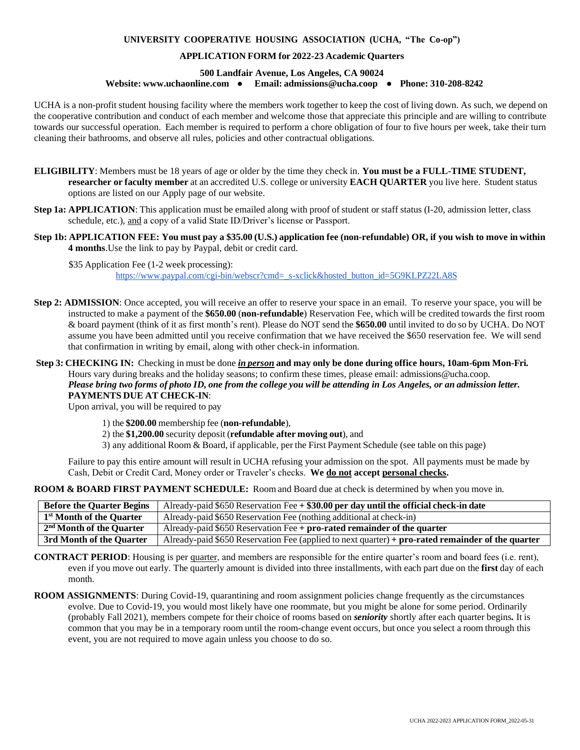# UNIVERSITY COOPERATIVE HOUSING ASSOCIATION (UCHA, "The Co-op")

## APPLICATION FORM for 2022-23 Academic Quarters

**500 Landfair Avenue, Los Angeles, CA 90024**
**Website: www.uchaonline.com ● Email: admissions@ucha.coop ● Phone: 310-208-8242**

UCHA is a non-profit student housing facility where the members work together to keep the cost of living down. As such, we depend on the cooperative contribution and conduct of each member and welcome those that appreciate this principle and are willing to contribute towards our successful operation. Each member is required to perform a chore obligation of four to five hours per week, take their turn cleaning their bathrooms, and observe all rules, policies and other contractual obligations.

**ELIGIBILITY**: Members must be 18 years of age or older by the time they check in. **You must be a FULL-TIME STUDENT, researcher or faculty member** at an accredited U.S. college or university **EACH QUARTER** you live here. Student status options are listed on our Apply page of our website.

**Step 1a: APPLICATION**: This application must be emailed along with proof of student or staff status (I-20, admission letter, class schedule, etc.), and a copy of a valid State ID/Driver's license or Passport.

**Step 1b: APPLICATION FEE: You must pay a $35.00 (U.S.) application fee (non-refundable) OR, if you wish to move in within 4 months**.Use the link to pay by Paypal, debit or credit card.

$35 Application Fee (1-2 week processing):
https://www.paypal.com/cgi-bin/webscr?cmd=_s-xclick&hosted_button_id=5G9KLPZ22LA8S

**Step 2: ADMISSION**: Once accepted, you will receive an offer to reserve your space in an email. To reserve your space, you will be instructed to make a payment of the **$650.00** (**non-refundable**) Reservation Fee, which will be credited towards the first room & board payment (think of it as first month's rent). Please do NOT send the **$650.00** until invited to do so by UCHA. Do NOT assume you have been admitted until you receive confirmation that we have received the $650 reservation fee. We will send that confirmation in writing by email, along with other check-in information.

**Step 3: CHECKING IN:** Checking in must be done ***in person*** **and may only be done during office hours, 10am-6pm Mon-Fri.** Hours vary during breaks and the holiday seasons; to confirm these times, please email: admissions@ucha.coop.
***Please bring two forms of photo ID, one from the college you will be attending in Los Angeles, or an admission letter.***
**PAYMENTS DUE AT CHECK-IN**:
Upon arrival, you will be required to pay

1) the **$200.00** membership fee (**non-refundable**),
2) the **$1,200.00** security deposit (**refundable after moving out**), and
3) any additional Room & Board, if applicable, per the First Payment Schedule (see table on this page)

Failure to pay this entire amount will result in UCHA refusing your admission on the spot. All payments must be made by Cash, Debit or Credit Card, Money order or Traveler's checks. **We do not accept personal checks.**

**ROOM & BOARD FIRST PAYMENT SCHEDULE:** Room and Board due at check is determined by when you move in.

| **Before the Quarter Begins** | Already-paid $650 Reservation Fee **+ $30.00 per day until the official check-in date** |
|---|---|
| **1st Month of the Quarter** | Already-paid $650 Reservation Fee (nothing additional at check-in) |
| **2nd Month of the Quarter** | Already-paid $650 Reservation Fee **+ pro-rated remainder of the quarter** |
| **3rd Month of the Quarter** | Already-paid $650 Reservation Fee (applied to next quarter) **+ pro-rated remainder of the quarter** |

**CONTRACT PERIOD**: Housing is per quarter, and members are responsible for the entire quarter's room and board fees (i.e. rent), even if you move out early. The quarterly amount is divided into three installments, with each part due on the **first** day of each month.

**ROOM ASSIGNMENTS**: During Covid-19, quarantining and room assignment policies change frequently as the circumstances evolve. Due to Covid-19, you would most likely have one roommate, but you might be alone for some period. Ordinarily (probably Fall 2021), members compete for their choice of rooms based on ***seniority*** shortly after each quarter begins**.** It is common that you may be in a temporary room until the room-change event occurs, but once you select a room through this event, you are not required to move again unless you choose to do so.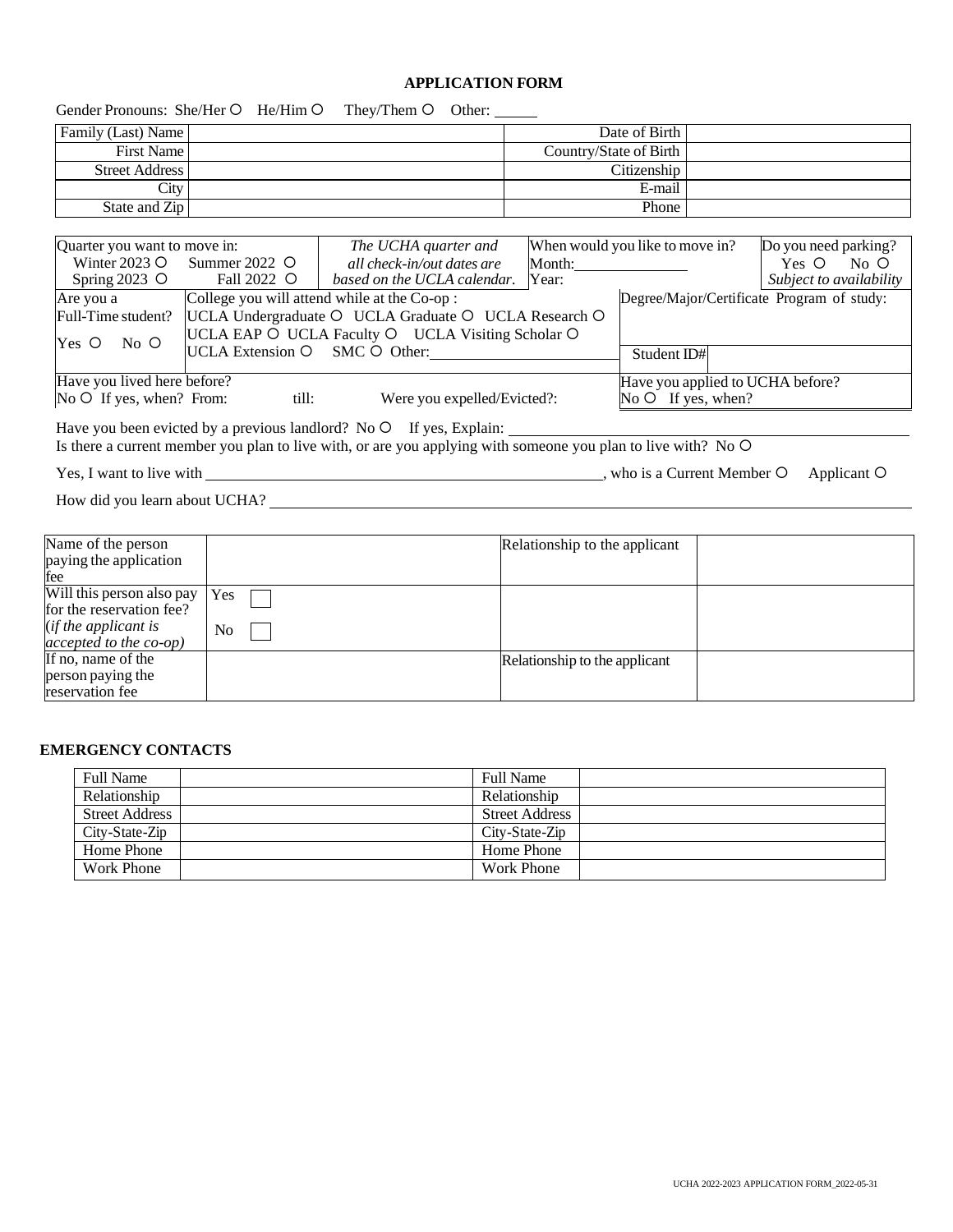## APPLICATION FORM

Gender Pronouns: She/Her O He/Him O They/Them O Other: ______

| Family (Last) Name | | Date of Birth | |
|---|---|---|---|
| First Name | | Country/State of Birth | |
| Street Address | | Citizenship | |
| City | | E-mail | |
| State and Zip | | Phone | |

| Quarter you want to move in: Winter 2023 O Summer 2022 O Spring 2023 O Fall 2022 O | *The UCHA quarter and all check-in/out dates are based on the UCLA calendar.* | When would you like to move in? Month:________ Year: | Do you need parking? Yes O No O *Subject to availability* |
|---|---|---|---|
| Are you a Full-Time student? Yes O No O | College you will attend while at the Co-op : UCLA Undergraduate O UCLA Graduate O UCLA Research O UCLA EAP O UCLA Faculty O UCLA Visiting Scholar O UCLA Extension O SMC O Other:________ | | Degree/Major/Certificate Program of study: Student ID# |
| Have you lived here before? No O If yes, when? From: till: | Were you expelled/Evicted?: | | Have you applied to UCHA before? No O If yes, when? |

Have you been evicted by a previous landlord? No O If yes, Explain: ________________________________

Is there a current member you plan to live with, or are you applying with someone you plan to live with? No O

Yes, I want to live with ________________________________, who is a Current Member O Applicant O

How did you learn about UCHA? ________________________________

| Name of the person paying the application fee | | Relationship to the applicant | |
|---|---|---|---|
| Will this person also pay for the reservation fee? (*if the applicant is accepted to the co-op)* | Yes ☐ No ☐ | | |
| If no, name of the person paying the reservation fee | | Relationship to the applicant | |

## EMERGENCY CONTACTS

| Full Name | | Full Name | |
|---|---|---|---|
| Relationship | | Relationship | |
| Street Address | | Street Address | |
| City-State-Zip | | City-State-Zip | |
| Home Phone | | Home Phone | |
| Work Phone | | Work Phone | |

UCHA 2022-2023 APPLICATION FORM_2022-05-31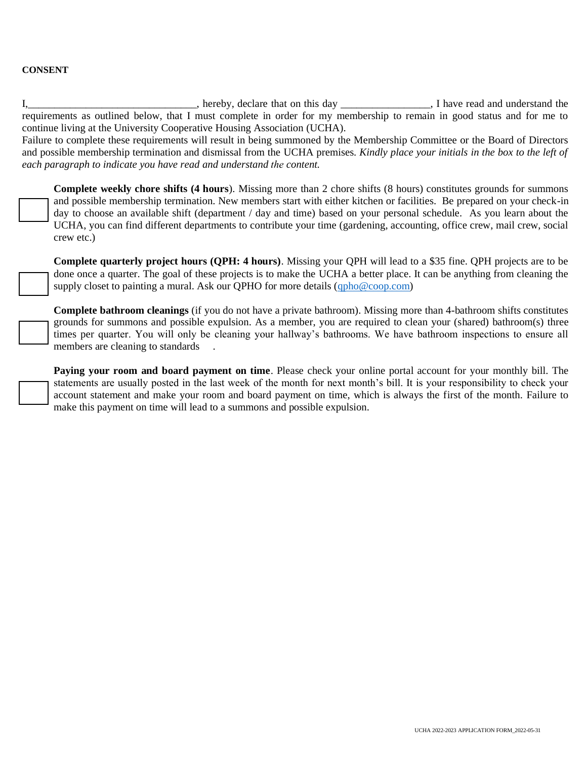**CONSENT**

I,_______________________________, hereby, declare that on this day ________________, I have read and understand the requirements as outlined below, that I must complete in order for my membership to remain in good status and for me to continue living at the University Cooperative Housing Association (UCHA).
Failure to complete these requirements will result in being summoned by the Membership Committee or the Board of Directors and possible membership termination and dismissal from the UCHA premises. *Kindly place your initials in the box to the left of each paragraph to indicate you have read and understand the content.*

☐ **Complete weekly chore shifts (4 hours**). Missing more than 2 chore shifts (8 hours) constitutes grounds for summons and possible membership termination. New members start with either kitchen or facilities. Be prepared on your check-in day to choose an available shift (department / day and time) based on your personal schedule. As you learn about the UCHA, you can find different departments to contribute your time (gardening, accounting, office crew, mail crew, social crew etc.)

☐ **Complete quarterly project hours (QPH: 4 hours)**. Missing your QPH will lead to a $35 fine. QPH projects are to be done once a quarter. The goal of these projects is to make the UCHA a better place. It can be anything from cleaning the supply closet to painting a mural. Ask our QPHO for more details (qpho@coop.com)

☐ **Complete bathroom cleanings** (if you do not have a private bathroom). Missing more than 4-bathroom shifts constitutes grounds for summons and possible expulsion. As a member, you are required to clean your (shared) bathroom(s) three times per quarter. You will only be cleaning your hallway's bathrooms. We have bathroom inspections to ensure all members are cleaning to standards .

☐ **Paying your room and board payment on time**. Please check your online portal account for your monthly bill. The statements are usually posted in the last week of the month for next month's bill. It is your responsibility to check your account statement and make your room and board payment on time, which is always the first of the month. Failure to make this payment on time will lead to a summons and possible expulsion.

UCHA 2022-2023 APPLICATION FORM_2022-05-31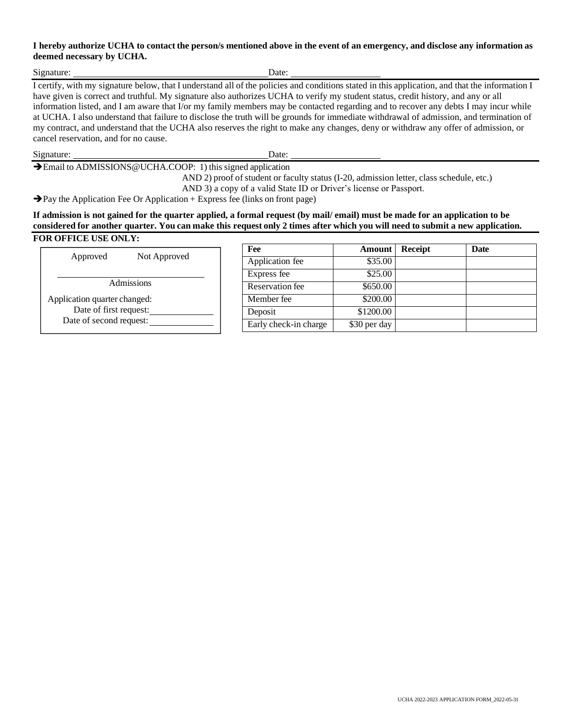**I hereby authorize UCHA to contact the person/s mentioned above in the event of an emergency, and disclose any information as deemed necessary by UCHA.**

Signature: ______________________________ Date: ________________

I certify, with my signature below, that I understand all of the policies and conditions stated in this application, and that the information I have given is correct and truthful. My signature also authorizes UCHA to verify my student status, credit history, and any or all information listed, and I am aware that I/or my family members may be contacted regarding and to recover any debts I may incur while at UCHA. I also understand that failure to disclose the truth will be grounds for immediate withdrawal of admission, and termination of my contract, and understand that the UCHA also reserves the right to make any changes, deny or withdraw any offer of admission, or cancel reservation, and for no cause.

Signature: ______________________________ Date: ________________

➔Email to ADMISSIONS@UCHA.COOP: 1) this signed application
AND 2) proof of student or faculty status (I-20, admission letter, class schedule, etc.)
AND 3) a copy of a valid State ID or Driver's license or Passport.

➔Pay the Application Fee Or Application + Express fee (links on front page)

**If admission is not gained for the quarter applied, a formal request (by mail/ email) must be made for an application to be considered for another quarter. You can make this request only 2 times after which you will need to submit a new application.**

**FOR OFFICE USE ONLY:**

Approved Not Approved

______________________________
Admissions

Application quarter changed:
Date of first request: ______________
Date of second request: ______________

| Fee | Amount | Receipt | Date |
|---|---|---|---|
| Application fee | $35.00 | | |
| Express fee | $25.00 | | |
| Reservation fee | $650.00 | | |
| Member fee | $200.00 | | |
| Deposit | $1200.00 | | |
| Early check-in charge | $30 per day | | |